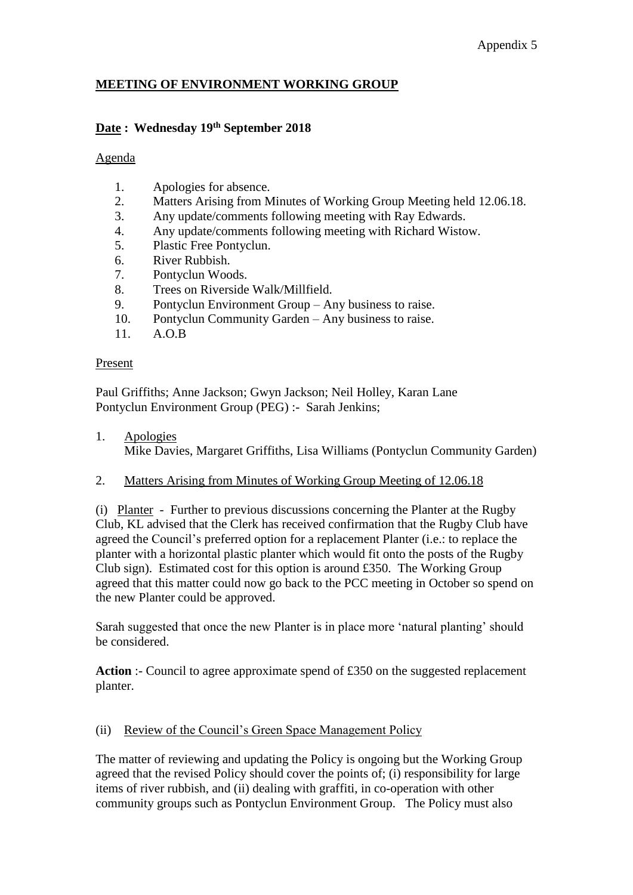Appendix 5

# MEETING OF ENVIRONMENT WORKING GROUP

**Date : Wednesday 19th September 2018**

Agenda

1. Apologies for absence.
2. Matters Arising from Minutes of Working Group Meeting held 12.06.18.
3. Any update/comments following meeting with Ray Edwards.
4. Any update/comments following meeting with Richard Wistow.
5. Plastic Free Pontyclun.
6. River Rubbish.
7. Pontyclun Woods.
8. Trees on Riverside Walk/Millfield.
9. Pontyclun Environment Group – Any business to raise.
10. Pontyclun Community Garden – Any business to raise.
11. A.O.B

Present

Paul Griffiths; Anne Jackson; Gwyn Jackson; Neil Holley, Karan Lane
Pontyclun Environment Group (PEG) :- Sarah Jenkins;

1. Apologies
   Mike Davies, Margaret Griffiths, Lisa Williams (Pontyclun Community Garden)

2. Matters Arising from Minutes of Working Group Meeting of 12.06.18

(i) Planter - Further to previous discussions concerning the Planter at the Rugby Club, KL advised that the Clerk has received confirmation that the Rugby Club have agreed the Council's preferred option for a replacement Planter (i.e.: to replace the planter with a horizontal plastic planter which would fit onto the posts of the Rugby Club sign). Estimated cost for this option is around £350. The Working Group agreed that this matter could now go back to the PCC meeting in October so spend on the new Planter could be approved.

Sarah suggested that once the new Planter is in place more 'natural planting' should be considered.

**Action** :- Council to agree approximate spend of £350 on the suggested replacement planter.

(ii) Review of the Council's Green Space Management Policy

The matter of reviewing and updating the Policy is ongoing but the Working Group agreed that the revised Policy should cover the points of; (i) responsibility for large items of river rubbish, and (ii) dealing with graffiti, in co-operation with other community groups such as Pontyclun Environment Group. The Policy must also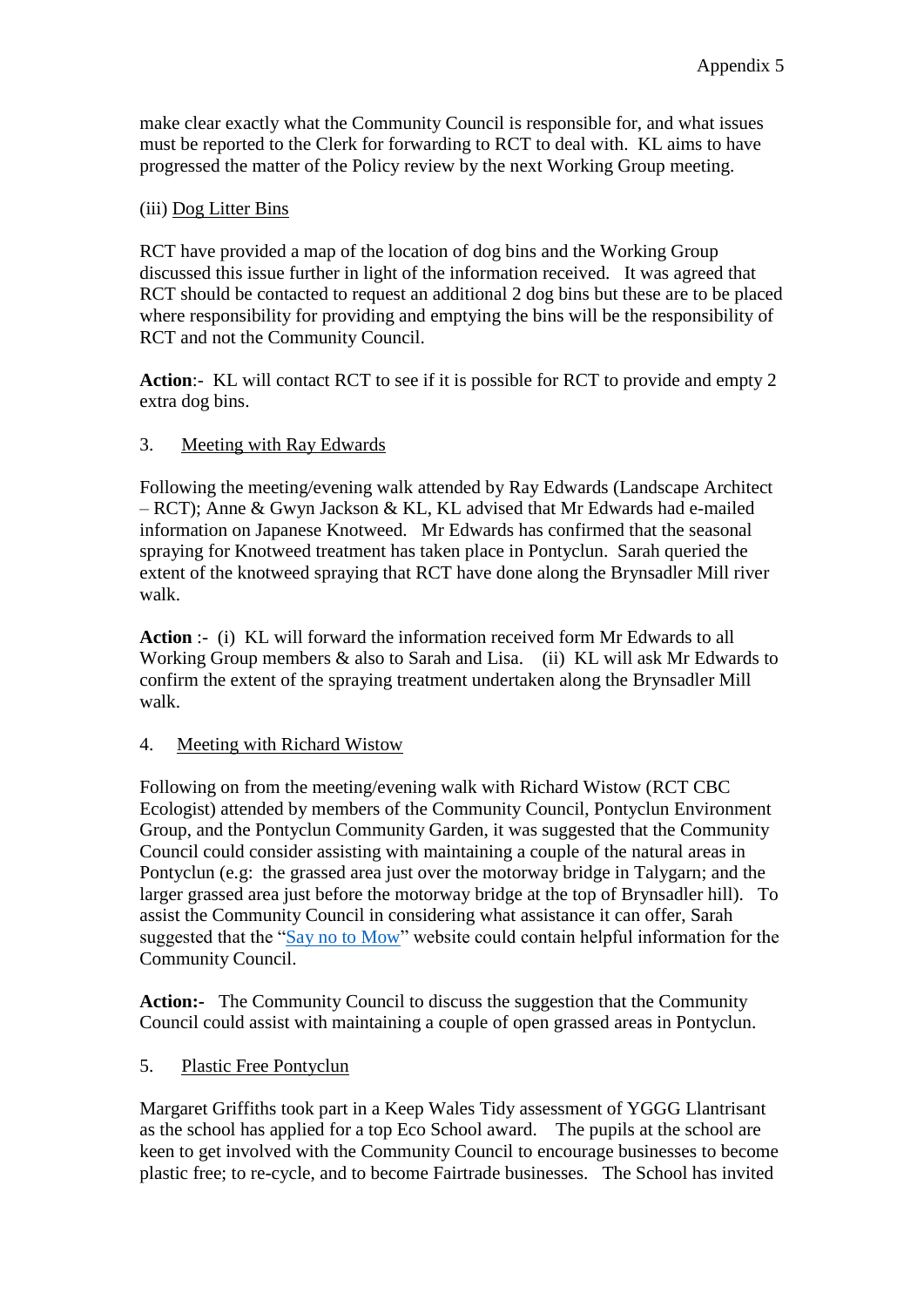make clear exactly what the Community Council is responsible for, and what issues must be reported to the Clerk for forwarding to RCT to deal with. KL aims to have progressed the matter of the Policy review by the next Working Group meeting.

(iii) Dog Litter Bins

RCT have provided a map of the location of dog bins and the Working Group discussed this issue further in light of the information received. It was agreed that RCT should be contacted to request an additional 2 dog bins but these are to be placed where responsibility for providing and emptying the bins will be the responsibility of RCT and not the Community Council.

**Action**:- KL will contact RCT to see if it is possible for RCT to provide and empty 2 extra dog bins.

3. Meeting with Ray Edwards

Following the meeting/evening walk attended by Ray Edwards (Landscape Architect – RCT); Anne & Gwyn Jackson & KL, KL advised that Mr Edwards had e-mailed information on Japanese Knotweed. Mr Edwards has confirmed that the seasonal spraying for Knotweed treatment has taken place in Pontyclun. Sarah queried the extent of the knotweed spraying that RCT have done along the Brynsadler Mill river walk.

**Action** :- (i) KL will forward the information received form Mr Edwards to all Working Group members & also to Sarah and Lisa. (ii) KL will ask Mr Edwards to confirm the extent of the spraying treatment undertaken along the Brynsadler Mill walk.

4. Meeting with Richard Wistow

Following on from the meeting/evening walk with Richard Wistow (RCT CBC Ecologist) attended by members of the Community Council, Pontyclun Environment Group, and the Pontyclun Community Garden, it was suggested that the Community Council could consider assisting with maintaining a couple of the natural areas in Pontyclun (e.g: the grassed area just over the motorway bridge in Talygarn; and the larger grassed area just before the motorway bridge at the top of Brynsadler hill). To assist the Community Council in considering what assistance it can offer, Sarah suggested that the "Say no to Mow" website could contain helpful information for the Community Council.

**Action:-** The Community Council to discuss the suggestion that the Community Council could assist with maintaining a couple of open grassed areas in Pontyclun.

5. Plastic Free Pontyclun

Margaret Griffiths took part in a Keep Wales Tidy assessment of YGGG Llantrisant as the school has applied for a top Eco School award. The pupils at the school are keen to get involved with the Community Council to encourage businesses to become plastic free; to re-cycle, and to become Fairtrade businesses. The School has invited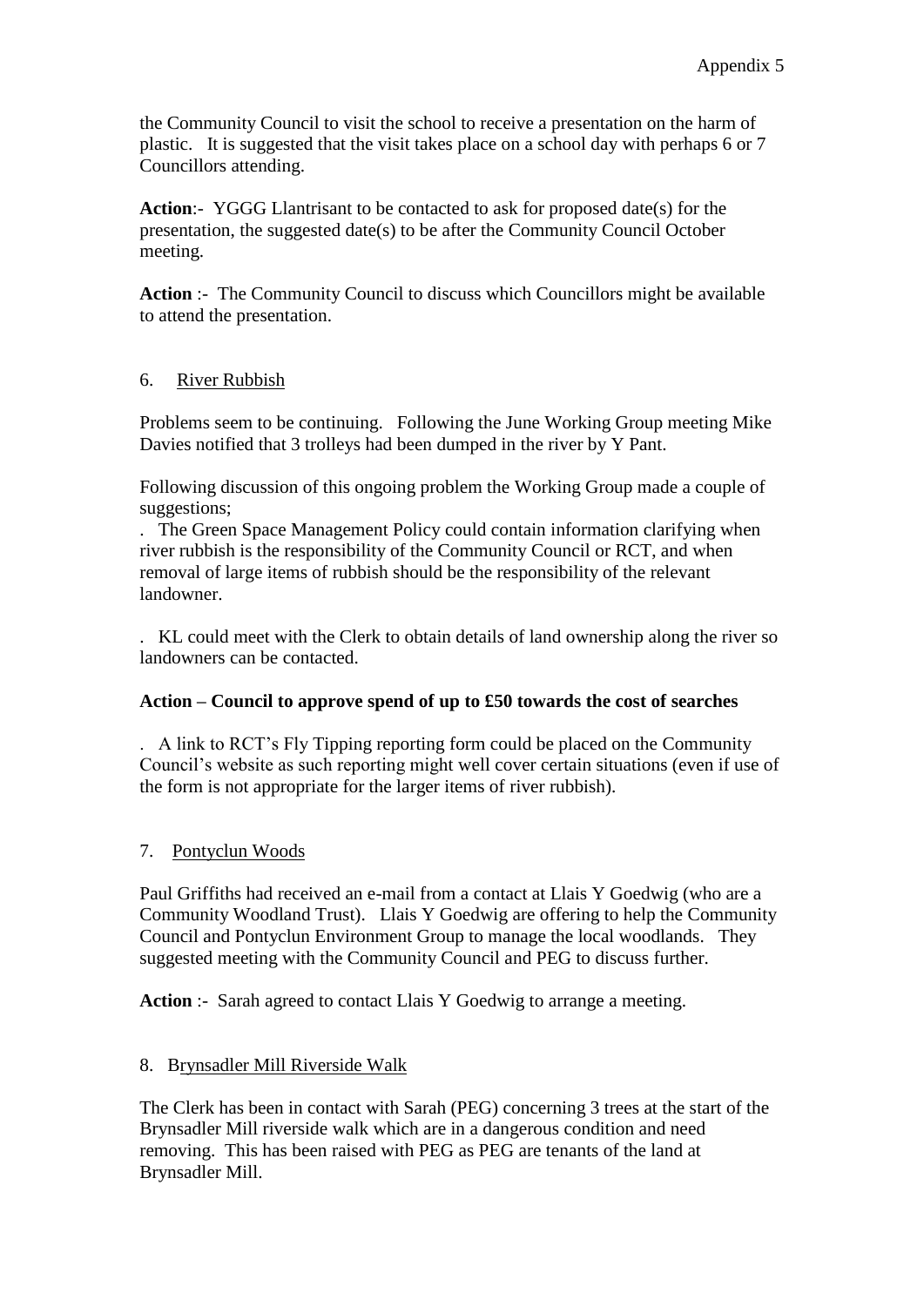the Community Council to visit the school to receive a presentation on the harm of plastic. It is suggested that the visit takes place on a school day with perhaps 6 or 7 Councillors attending.

**Action**:- YGGG Llantrisant to be contacted to ask for proposed date(s) for the presentation, the suggested date(s) to be after the Community Council October meeting.

**Action** :- The Community Council to discuss which Councillors might be available to attend the presentation.

6. <u>River Rubbish</u>

Problems seem to be continuing. Following the June Working Group meeting Mike Davies notified that 3 trolleys had been dumped in the river by Y Pant.

Following discussion of this ongoing problem the Working Group made a couple of suggestions;

. The Green Space Management Policy could contain information clarifying when river rubbish is the responsibility of the Community Council or RCT, and when removal of large items of rubbish should be the responsibility of the relevant landowner.

. KL could meet with the Clerk to obtain details of land ownership along the river so landowners can be contacted.

**Action – Council to approve spend of up to £50 towards the cost of searches**

. A link to RCT's Fly Tipping reporting form could be placed on the Community Council's website as such reporting might well cover certain situations (even if use of the form is not appropriate for the larger items of river rubbish).

7. <u>Pontyclun Woods</u>

Paul Griffiths had received an e-mail from a contact at Llais Y Goedwig (who are a Community Woodland Trust). Llais Y Goedwig are offering to help the Community Council and Pontyclun Environment Group to manage the local woodlands. They suggested meeting with the Community Council and PEG to discuss further.

**Action** :- Sarah agreed to contact Llais Y Goedwig to arrange a meeting.

8. <u>Brynsadler Mill Riverside Walk</u>

The Clerk has been in contact with Sarah (PEG) concerning 3 trees at the start of the Brynsadler Mill riverside walk which are in a dangerous condition and need removing. This has been raised with PEG as PEG are tenants of the land at Brynsadler Mill.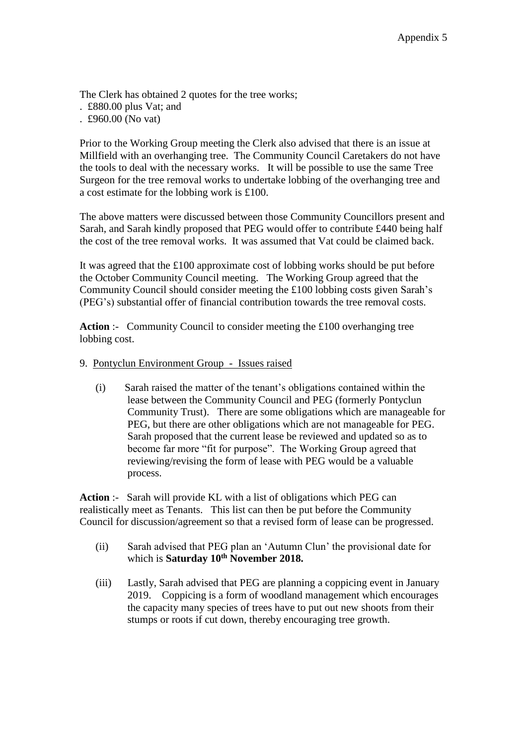Appendix 5

The Clerk has obtained 2 quotes for the tree works;

. £880.00 plus Vat; and
. £960.00 (No vat)

Prior to the Working Group meeting the Clerk also advised that there is an issue at Millfield with an overhanging tree. The Community Council Caretakers do not have the tools to deal with the necessary works. It will be possible to use the same Tree Surgeon for the tree removal works to undertake lobbing of the overhanging tree and a cost estimate for the lobbing work is £100.

The above matters were discussed between those Community Councillors present and Sarah, and Sarah kindly proposed that PEG would offer to contribute £440 being half the cost of the tree removal works. It was assumed that Vat could be claimed back.

It was agreed that the £100 approximate cost of lobbing works should be put before the October Community Council meeting. The Working Group agreed that the Community Council should consider meeting the £100 lobbing costs given Sarah's (PEG's) substantial offer of financial contribution towards the tree removal costs.

**Action** :- Community Council to consider meeting the £100 overhanging tree lobbing cost.

9. Pontyclun Environment Group - Issues raised

(i) Sarah raised the matter of the tenant's obligations contained within the lease between the Community Council and PEG (formerly Pontyclun Community Trust). There are some obligations which are manageable for PEG, but there are other obligations which are not manageable for PEG. Sarah proposed that the current lease be reviewed and updated so as to become far more "fit for purpose". The Working Group agreed that reviewing/revising the form of lease with PEG would be a valuable process.

**Action** :- Sarah will provide KL with a list of obligations which PEG can realistically meet as Tenants. This list can then be put before the Community Council for discussion/agreement so that a revised form of lease can be progressed.

(ii) Sarah advised that PEG plan an 'Autumn Clun' the provisional date for which is **Saturday 10th November 2018.**

(iii) Lastly, Sarah advised that PEG are planning a coppicing event in January 2019. Coppicing is a form of woodland management which encourages the capacity many species of trees have to put out new shoots from their stumps or roots if cut down, thereby encouraging tree growth.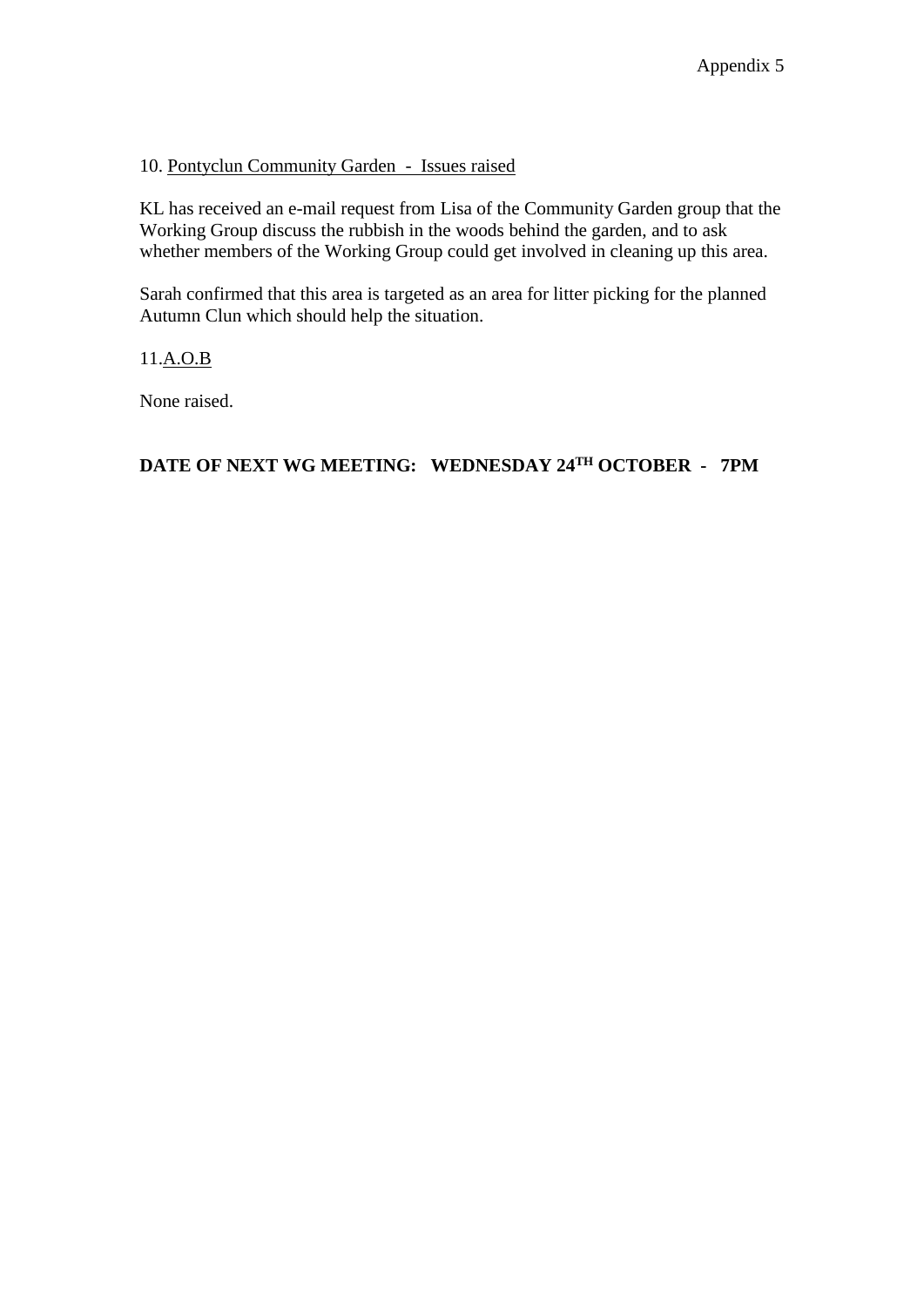Appendix 5

10. Pontyclun Community Garden - Issues raised

KL has received an e-mail request from Lisa of the Community Garden group that the Working Group discuss the rubbish in the woods behind the garden, and to ask whether members of the Working Group could get involved in cleaning up this area.

Sarah confirmed that this area is targeted as an area for litter picking for the planned Autumn Clun which should help the situation.

11.A.O.B

None raised.

**DATE OF NEXT WG MEETING: WEDNESDAY 24TH OCTOBER - 7PM**